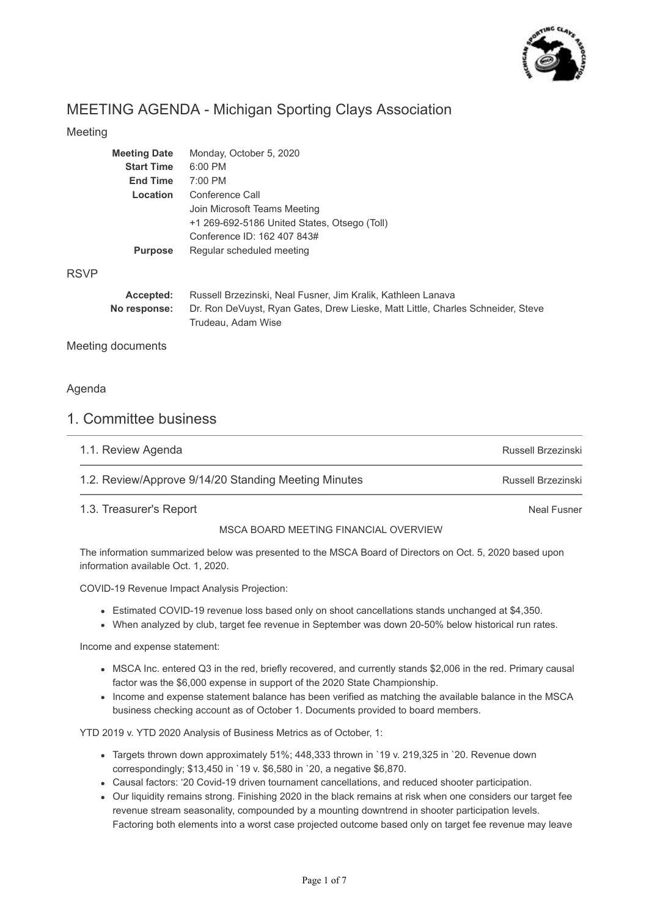# MEETING AGENDA - Michigan Sporting Clays Association

## Meeting

| | |
|---|---|
| **Meeting Date** | Monday, October 5, 2020 |
| **Start Time** | 6:00 PM |
| **End Time** | 7:00 PM |
| **Location** | Conference Call<br>Join Microsoft Teams Meeting<br>+1 269-692-5186 United States, Otsego (Toll)<br>Conference ID: 162 407 843# |
| **Purpose** | Regular scheduled meeting |

## RSVP

| | |
|---|---|
| **Accepted:** | Russell Brzezinski, Neal Fusner, Jim Kralik, Kathleen Lanava |
| **No response:** | Dr. Ron DeVuyst, Ryan Gates, Drew Lieske, Matt Little, Charles Schneider, Steve Trudeau, Adam Wise |

## Meeting documents

## Agenda

# 1. Committee business

1.1. Review Agenda — Russell Brzezinski

1.2. Review/Approve 9/14/20 Standing Meeting Minutes — Russell Brzezinski

1.3. Treasurer's Report — Neal Fusner

MSCA BOARD MEETING FINANCIAL OVERVIEW

The information summarized below was presented to the MSCA Board of Directors on Oct. 5, 2020 based upon information available Oct. 1, 2020.

COVID-19 Revenue Impact Analysis Projection:

- Estimated COVID-19 revenue loss based only on shoot cancellations stands unchanged at $4,350.
- When analyzed by club, target fee revenue in September was down 20-50% below historical run rates.

Income and expense statement:

- MSCA Inc. entered Q3 in the red, briefly recovered, and currently stands $2,006 in the red. Primary causal factor was the $6,000 expense in support of the 2020 State Championship.
- Income and expense statement balance has been verified as matching the available balance in the MSCA business checking account as of October 1. Documents provided to board members.

YTD 2019 v. YTD 2020 Analysis of Business Metrics as of October, 1:

- Targets thrown down approximately 51%; 448,333 thrown in `19 v. 219,325 in `20. Revenue down correspondingly; $13,450 in `19 v. $6,580 in `20, a negative $6,870.
- Causal factors: '20 Covid-19 driven tournament cancellations, and reduced shooter participation.
- Our liquidity remains strong. Finishing 2020 in the black remains at risk when one considers our target fee revenue stream seasonality, compounded by a mounting downtrend in shooter participation levels. Factoring both elements into a worst case projected outcome based only on target fee revenue may leave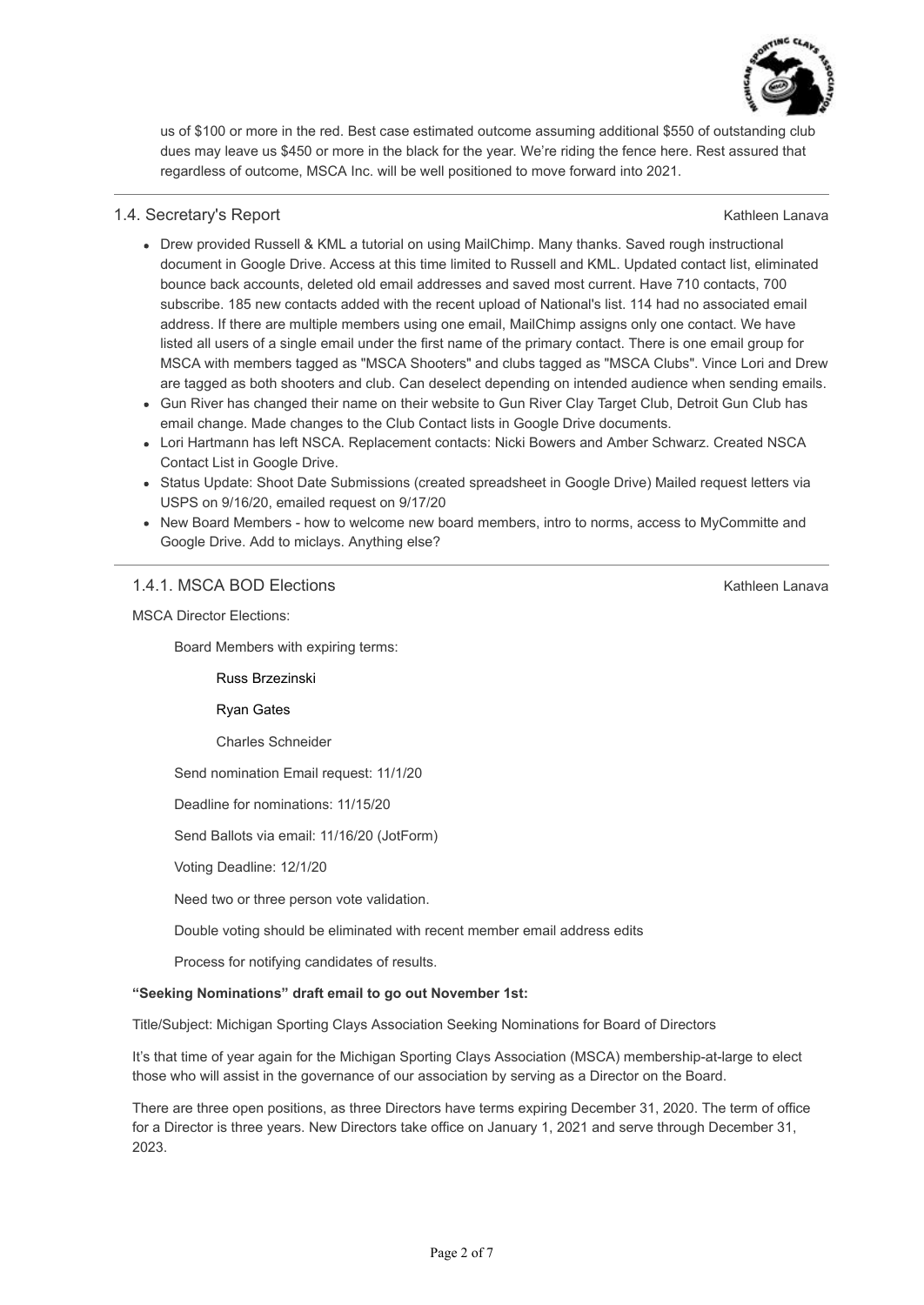us of $100 or more in the red. Best case estimated outcome assuming additional $550 of outstanding club dues may leave us $450 or more in the black for the year. We're riding the fence here. Rest assured that regardless of outcome, MSCA Inc. will be well positioned to move forward into 2021.

### 1.4. Secretary's Report

Kathleen Lanava

- Drew provided Russell & KML a tutorial on using MailChimp. Many thanks. Saved rough instructional document in Google Drive. Access at this time limited to Russell and KML. Updated contact list, eliminated bounce back accounts, deleted old email addresses and saved most current. Have 710 contacts, 700 subscribe. 185 new contacts added with the recent upload of National's list. 114 had no associated email address. If there are multiple members using one email, MailChimp assigns only one contact. We have listed all users of a single email under the first name of the primary contact. There is one email group for MSCA with members tagged as "MSCA Shooters" and clubs tagged as "MSCA Clubs". Vince Lori and Drew are tagged as both shooters and club. Can deselect depending on intended audience when sending emails.
- Gun River has changed their name on their website to Gun River Clay Target Club, Detroit Gun Club has email change. Made changes to the Club Contact lists in Google Drive documents.
- Lori Hartmann has left NSCA. Replacement contacts: Nicki Bowers and Amber Schwarz. Created NSCA Contact List in Google Drive.
- Status Update: Shoot Date Submissions (created spreadsheet in Google Drive) Mailed request letters via USPS on 9/16/20, emailed request on 9/17/20
- New Board Members - how to welcome new board members, intro to norms, access to MyCommitte and Google Drive. Add to miclays. Anything else?

#### 1.4.1. MSCA BOD Elections

Kathleen Lanava

MSCA Director Elections:

Board Members with expiring terms:

Russ Brzezinski

Ryan Gates

Charles Schneider

Send nomination Email request: 11/1/20

Deadline for nominations: 11/15/20

Send Ballots via email: 11/16/20 (JotForm)

Voting Deadline: 12/1/20

Need two or three person vote validation.

Double voting should be eliminated with recent member email address edits

Process for notifying candidates of results.

**"Seeking Nominations" draft email to go out November 1st:**

Title/Subject: Michigan Sporting Clays Association Seeking Nominations for Board of Directors

It's that time of year again for the Michigan Sporting Clays Association (MSCA) membership-at-large to elect those who will assist in the governance of our association by serving as a Director on the Board.

There are three open positions, as three Directors have terms expiring December 31, 2020. The term of office for a Director is three years. New Directors take office on January 1, 2021 and serve through December 31, 2023.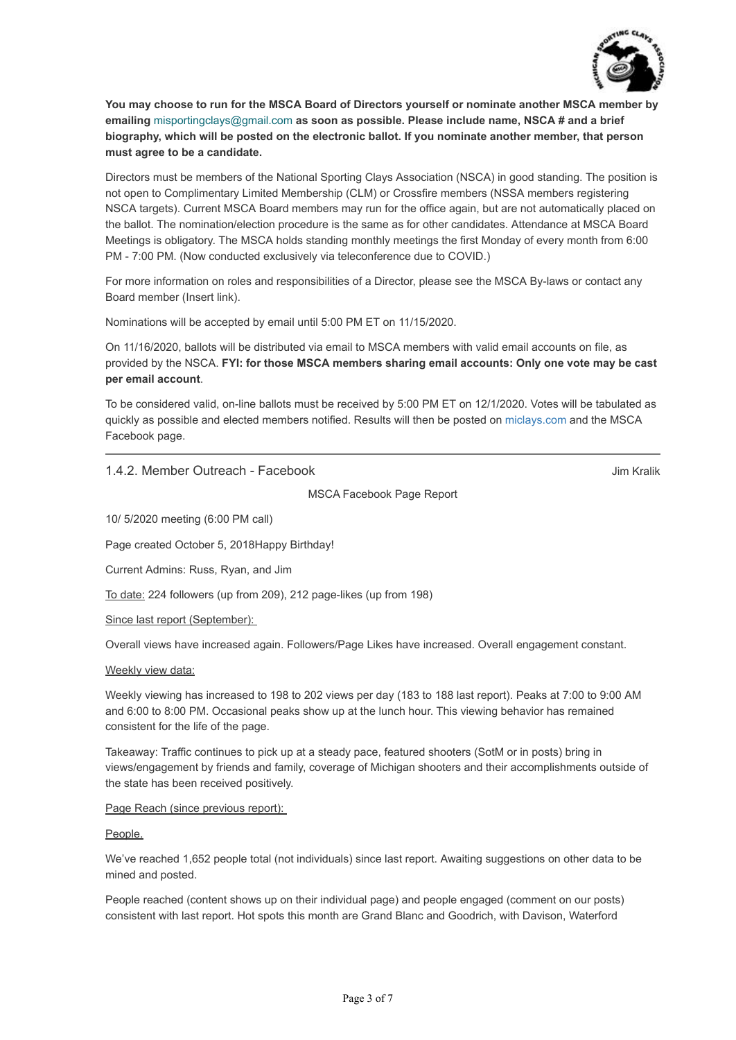**You may choose to run for the MSCA Board of Directors yourself or nominate another MSCA member by emailing misportingclays@gmail.com as soon as possible. Please include name, NSCA # and a brief biography, which will be posted on the electronic ballot. If you nominate another member, that person must agree to be a candidate.**

Directors must be members of the National Sporting Clays Association (NSCA) in good standing. The position is not open to Complimentary Limited Membership (CLM) or Crossfire members (NSSA members registering NSCA targets). Current MSCA Board members may run for the office again, but are not automatically placed on the ballot. The nomination/election procedure is the same as for other candidates. Attendance at MSCA Board Meetings is obligatory. The MSCA holds standing monthly meetings the first Monday of every month from 6:00 PM - 7:00 PM. (Now conducted exclusively via teleconference due to COVID.)

For more information on roles and responsibilities of a Director, please see the MSCA By-laws or contact any Board member (Insert link).

Nominations will be accepted by email until 5:00 PM ET on 11/15/2020.

On 11/16/2020, ballots will be distributed via email to MSCA members with valid email accounts on file, as provided by the NSCA. **FYI: for those MSCA members sharing email accounts: Only one vote may be cast per email account**.

To be considered valid, on-line ballots must be received by 5:00 PM ET on 12/1/2020. Votes will be tabulated as quickly as possible and elected members notified. Results will then be posted on miclays.com and the MSCA Facebook page.

---

### 1.4.2. Member Outreach - Facebook

Jim Kralik

MSCA Facebook Page Report

10/ 5/2020 meeting (6:00 PM call)

Page created October 5, 2018Happy Birthday!

Current Admins: Russ, Ryan, and Jim

To date: 224 followers (up from 209), 212 page-likes (up from 198)

Since last report (September):

Overall views have increased again. Followers/Page Likes have increased. Overall engagement constant.

Weekly view data:

Weekly viewing has increased to 198 to 202 views per day (183 to 188 last report). Peaks at 7:00 to 9:00 AM and 6:00 to 8:00 PM. Occasional peaks show up at the lunch hour. This viewing behavior has remained consistent for the life of the page.

Takeaway: Traffic continues to pick up at a steady pace, featured shooters (SotM or in posts) bring in views/engagement by friends and family, coverage of Michigan shooters and their accomplishments outside of the state has been received positively.

Page Reach (since previous report):

People.

We've reached 1,652 people total (not individuals) since last report. Awaiting suggestions on other data to be mined and posted.

People reached (content shows up on their individual page) and people engaged (comment on our posts) consistent with last report. Hot spots this month are Grand Blanc and Goodrich, with Davison, Waterford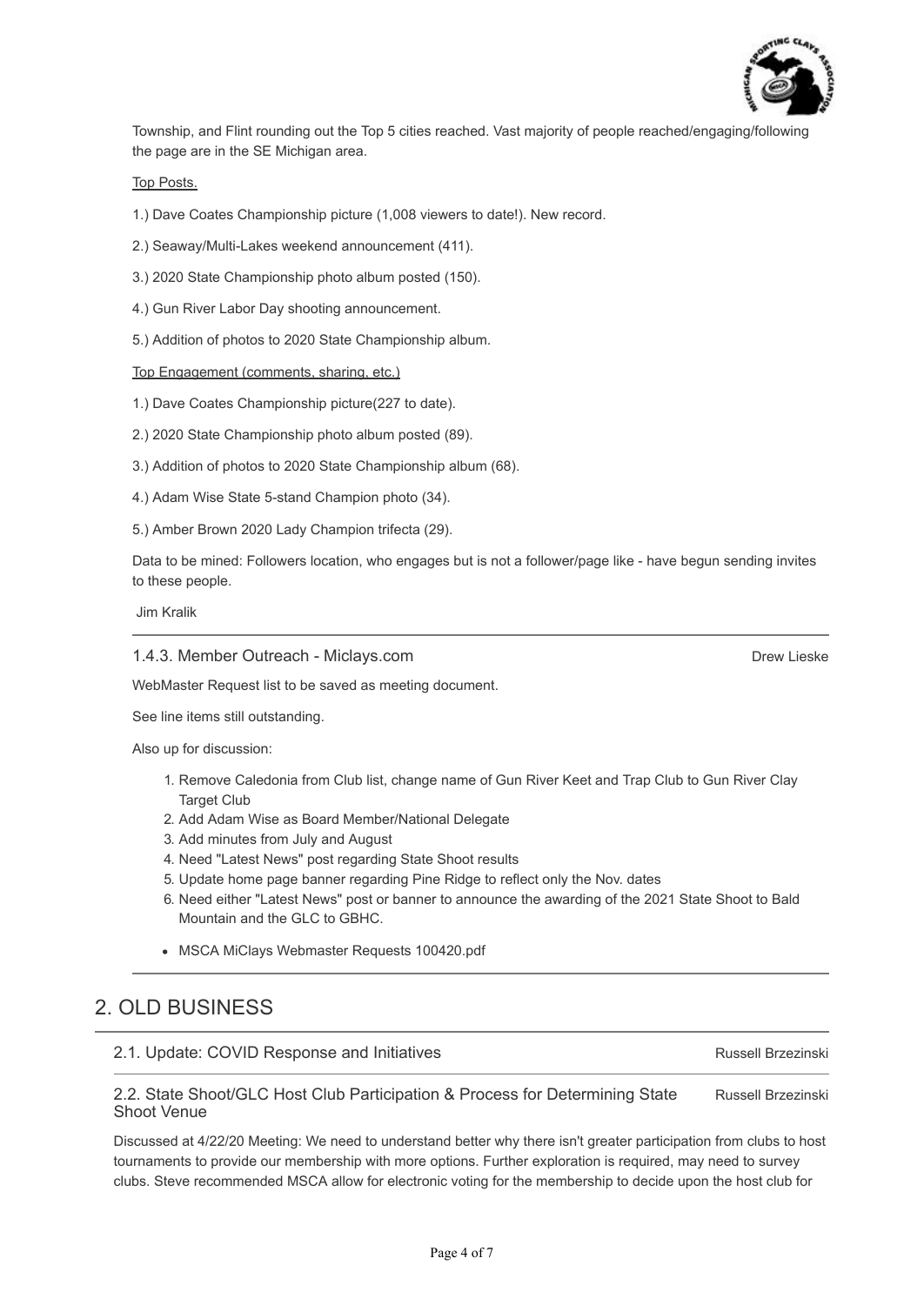Township, and Flint rounding out the Top 5 cities reached. Vast majority of people reached/engaging/following the page are in the SE Michigan area.

Top Posts.

1.) Dave Coates Championship picture (1,008 viewers to date!). New record.

2.) Seaway/Multi-Lakes weekend announcement (411).

3.) 2020 State Championship photo album posted (150).

4.) Gun River Labor Day shooting announcement.

5.) Addition of photos to 2020 State Championship album.

Top Engagement (comments, sharing, etc.)

1.) Dave Coates Championship picture(227 to date).

2.) 2020 State Championship photo album posted (89).

3.) Addition of photos to 2020 State Championship album (68).

4.) Adam Wise State 5-stand Champion photo (34).

5.) Amber Brown 2020 Lady Champion trifecta (29).

Data to be mined: Followers location, who engages but is not a follower/page like - have begun sending invites to these people.

Jim Kralik

### 1.4.3. Member Outreach - Miclays.com

Drew Lieske

WebMaster Request list to be saved as meeting document.

See line items still outstanding.

Also up for discussion:

1. Remove Caledonia from Club list, change name of Gun River Keet and Trap Club to Gun River Clay Target Club
2. Add Adam Wise as Board Member/National Delegate
3. Add minutes from July and August
4. Need "Latest News" post regarding State Shoot results
5. Update home page banner regarding Pine Ridge to reflect only the Nov. dates
6. Need either "Latest News" post or banner to announce the awarding of the 2021 State Shoot to Bald Mountain and the GLC to GBHC.

- MSCA MiClays Webmaster Requests 100420.pdf

## 2. OLD BUSINESS

### 2.1. Update: COVID Response and Initiatives

Russell Brzezinski

### 2.2. State Shoot/GLC Host Club Participation & Process for Determining State Shoot Venue

Russell Brzezinski

Discussed at 4/22/20 Meeting: We need to understand better why there isn't greater participation from clubs to host tournaments to provide our membership with more options. Further exploration is required, may need to survey clubs. Steve recommended MSCA allow for electronic voting for the membership to decide upon the host club for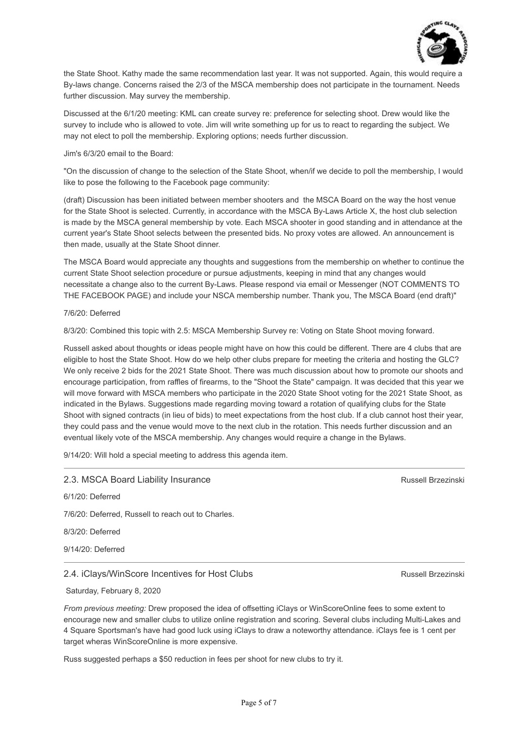the State Shoot. Kathy made the same recommendation last year. It was not supported. Again, this would require a By-laws change. Concerns raised the 2/3 of the MSCA membership does not participate in the tournament. Needs further discussion. May survey the membership.

Discussed at the 6/1/20 meeting: KML can create survey re: preference for selecting shoot. Drew would like the survey to include who is allowed to vote. Jim will write something up for us to react to regarding the subject. We may not elect to poll the membership. Exploring options; needs further discussion.

Jim's 6/3/20 email to the Board:

"On the discussion of change to the selection of the State Shoot, when/if we decide to poll the membership, I would like to pose the following to the Facebook page community:

(draft) Discussion has been initiated between member shooters and the MSCA Board on the way the host venue for the State Shoot is selected. Currently, in accordance with the MSCA By-Laws Article X, the host club selection is made by the MSCA general membership by vote. Each MSCA shooter in good standing and in attendance at the current year's State Shoot selects between the presented bids. No proxy votes are allowed. An announcement is then made, usually at the State Shoot dinner.

The MSCA Board would appreciate any thoughts and suggestions from the membership on whether to continue the current State Shoot selection procedure or pursue adjustments, keeping in mind that any changes would necessitate a change also to the current By-Laws. Please respond via email or Messenger (NOT COMMENTS TO THE FACEBOOK PAGE) and include your NSCA membership number. Thank you, The MSCA Board (end draft)"

7/6/20: Deferred

8/3/20: Combined this topic with 2.5: MSCA Membership Survey re: Voting on State Shoot moving forward.

Russell asked about thoughts or ideas people might have on how this could be different. There are 4 clubs that are eligible to host the State Shoot. How do we help other clubs prepare for meeting the criteria and hosting the GLC? We only receive 2 bids for the 2021 State Shoot. There was much discussion about how to promote our shoots and encourage participation, from raffles of firearms, to the "Shoot the State" campaign. It was decided that this year we will move forward with MSCA members who participate in the 2020 State Shoot voting for the 2021 State Shoot, as indicated in the Bylaws. Suggestions made regarding moving toward a rotation of qualifying clubs for the State Shoot with signed contracts (in lieu of bids) to meet expectations from the host club. If a club cannot host their year, they could pass and the venue would move to the next club in the rotation. This needs further discussion and an eventual likely vote of the MSCA membership. Any changes would require a change in the Bylaws.

9/14/20: Will hold a special meeting to address this agenda item.

---

### 2.3. MSCA Board Liability Insurance

Russell Brzezinski

6/1/20: Deferred

7/6/20: Deferred, Russell to reach out to Charles.

8/3/20: Deferred

9/14/20: Deferred

---

### 2.4. iClays/WinScore Incentives for Host Clubs

Russell Brzezinski

Saturday, February 8, 2020

*From previous meeting:* Drew proposed the idea of offsetting iClays or WinScoreOnline fees to some extent to encourage new and smaller clubs to utilize online registration and scoring. Several clubs including Multi-Lakes and 4 Square Sportsman's have had good luck using iClays to draw a noteworthy attendance. iClays fee is 1 cent per target wheras WinScoreOnline is more expensive.

Russ suggested perhaps a $50 reduction in fees per shoot for new clubs to try it.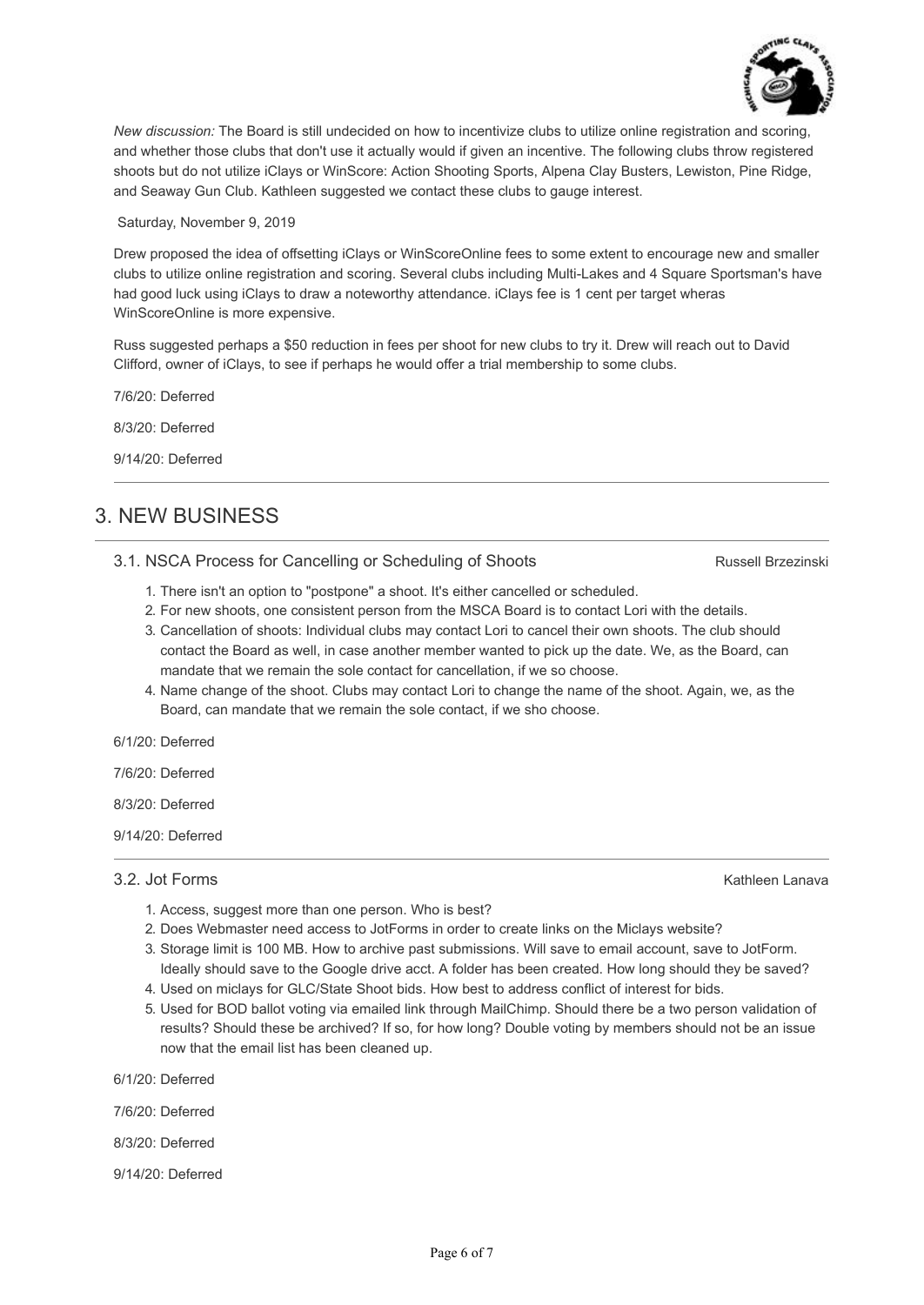*New discussion:* The Board is still undecided on how to incentivize clubs to utilize online registration and scoring, and whether those clubs that don't use it actually would if given an incentive. The following clubs throw registered shoots but do not utilize iClays or WinScore: Action Shooting Sports, Alpena Clay Busters, Lewiston, Pine Ridge, and Seaway Gun Club. Kathleen suggested we contact these clubs to gauge interest.

Saturday, November 9, 2019

Drew proposed the idea of offsetting iClays or WinScoreOnline fees to some extent to encourage new and smaller clubs to utilize online registration and scoring. Several clubs including Multi-Lakes and 4 Square Sportsman's have had good luck using iClays to draw a noteworthy attendance. iClays fee is 1 cent per target wheras WinScoreOnline is more expensive.

Russ suggested perhaps a $50 reduction in fees per shoot for new clubs to try it. Drew will reach out to David Clifford, owner of iClays, to see if perhaps he would offer a trial membership to some clubs.

7/6/20: Deferred

8/3/20: Deferred

9/14/20: Deferred

---

## 3. NEW BUSINESS

### 3.1. NSCA Process for Cancelling or Scheduling of Shoots

Russell Brzezinski

1. There isn't an option to "postpone" a shoot. It's either cancelled or scheduled.
2. For new shoots, one consistent person from the MSCA Board is to contact Lori with the details.
3. Cancellation of shoots: Individual clubs may contact Lori to cancel their own shoots. The club should contact the Board as well, in case another member wanted to pick up the date. We, as the Board, can mandate that we remain the sole contact for cancellation, if we so choose.
4. Name change of the shoot. Clubs may contact Lori to change the name of the shoot. Again, we, as the Board, can mandate that we remain the sole contact, if we sho choose.

6/1/20: Deferred

7/6/20: Deferred

8/3/20: Deferred

9/14/20: Deferred

---

### 3.2. Jot Forms

Kathleen Lanava

1. Access, suggest more than one person. Who is best?
2. Does Webmaster need access to JotForms in order to create links on the Miclays website?
3. Storage limit is 100 MB. How to archive past submissions. Will save to email account, save to JotForm. Ideally should save to the Google drive acct. A folder has been created. How long should they be saved?
4. Used on miclays for GLC/State Shoot bids. How best to address conflict of interest for bids.
5. Used for BOD ballot voting via emailed link through MailChimp. Should there be a two person validation of results? Should these be archived? If so, for how long? Double voting by members should not be an issue now that the email list has been cleaned up.

6/1/20: Deferred

7/6/20: Deferred

8/3/20: Deferred

9/14/20: Deferred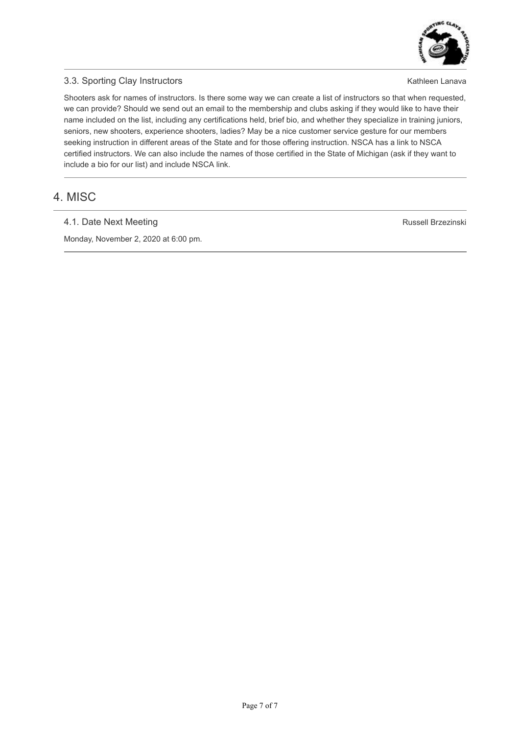### 3.3. Sporting Clay Instructors

Kathleen Lanava

Shooters ask for names of instructors. Is there some way we can create a list of instructors so that when requested, we can provide? Should we send out an email to the membership and clubs asking if they would like to have their name included on the list, including any certifications held, brief bio, and whether they specialize in training juniors, seniors, new shooters, experience shooters, ladies? May be a nice customer service gesture for our members seeking instruction in different areas of the State and for those offering instruction. NSCA has a link to NSCA certified instructors. We can also include the names of those certified in the State of Michigan (ask if they want to include a bio for our list) and include NSCA link.

## 4. MISC

### 4.1. Date Next Meeting

Russell Brzezinski

Monday, November 2, 2020 at 6:00 pm.